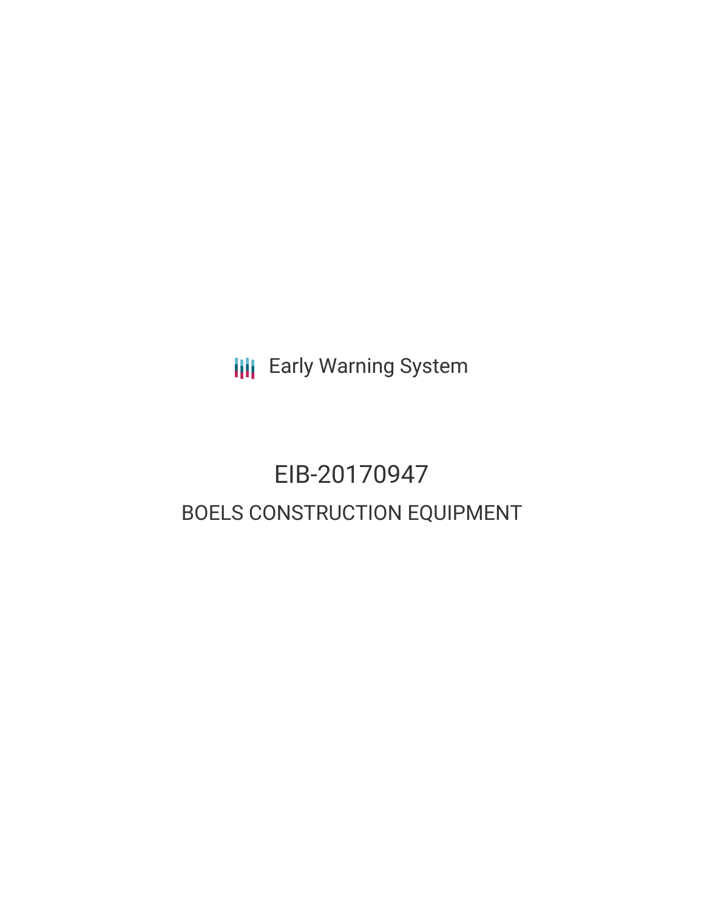Early Warning System

# EIB-20170947

## BOELS CONSTRUCTION EQUIPMENT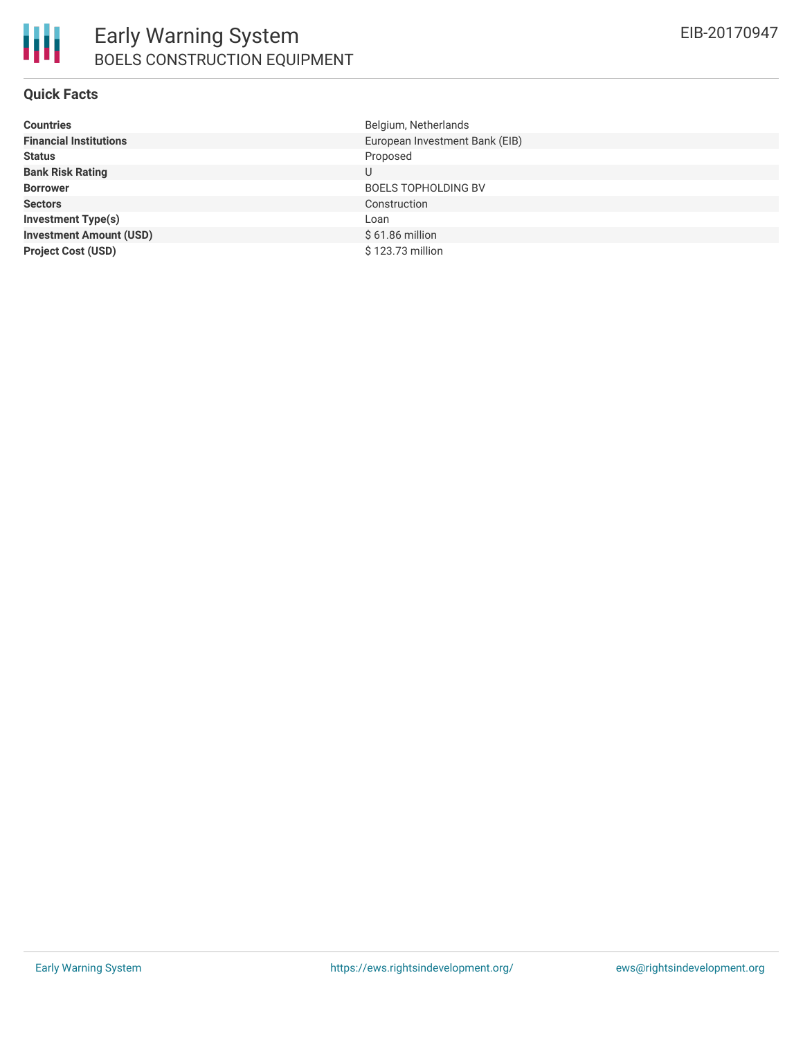## Quick Facts

| | |
|---|---|
| **Countries** | Belgium, Netherlands |
| **Financial Institutions** | European Investment Bank (EIB) |
| **Status** | Proposed |
| **Bank Risk Rating** | U |
| **Borrower** | BOELS TOPHOLDING BV |
| **Sectors** | Construction |
| **Investment Type(s)** | Loan |
| **Investment Amount (USD)** | $ 61.86 million |
| **Project Cost (USD)** | $ 123.73 million |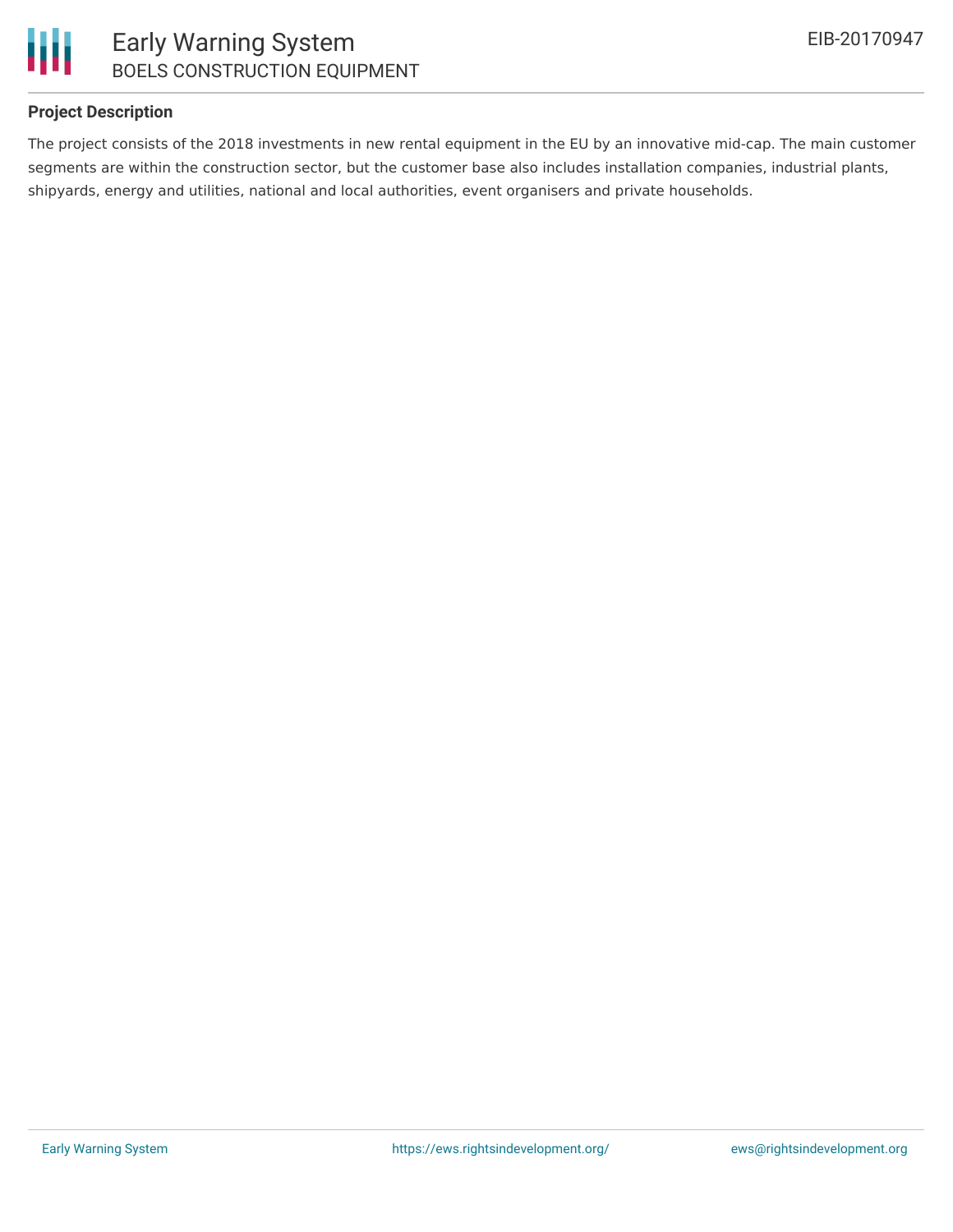## Project Description

The project consists of the 2018 investments in new rental equipment in the EU by an innovative mid-cap. The main customer segments are within the construction sector, but the customer base also includes installation companies, industrial plants, shipyards, energy and utilities, national and local authorities, event organisers and private households.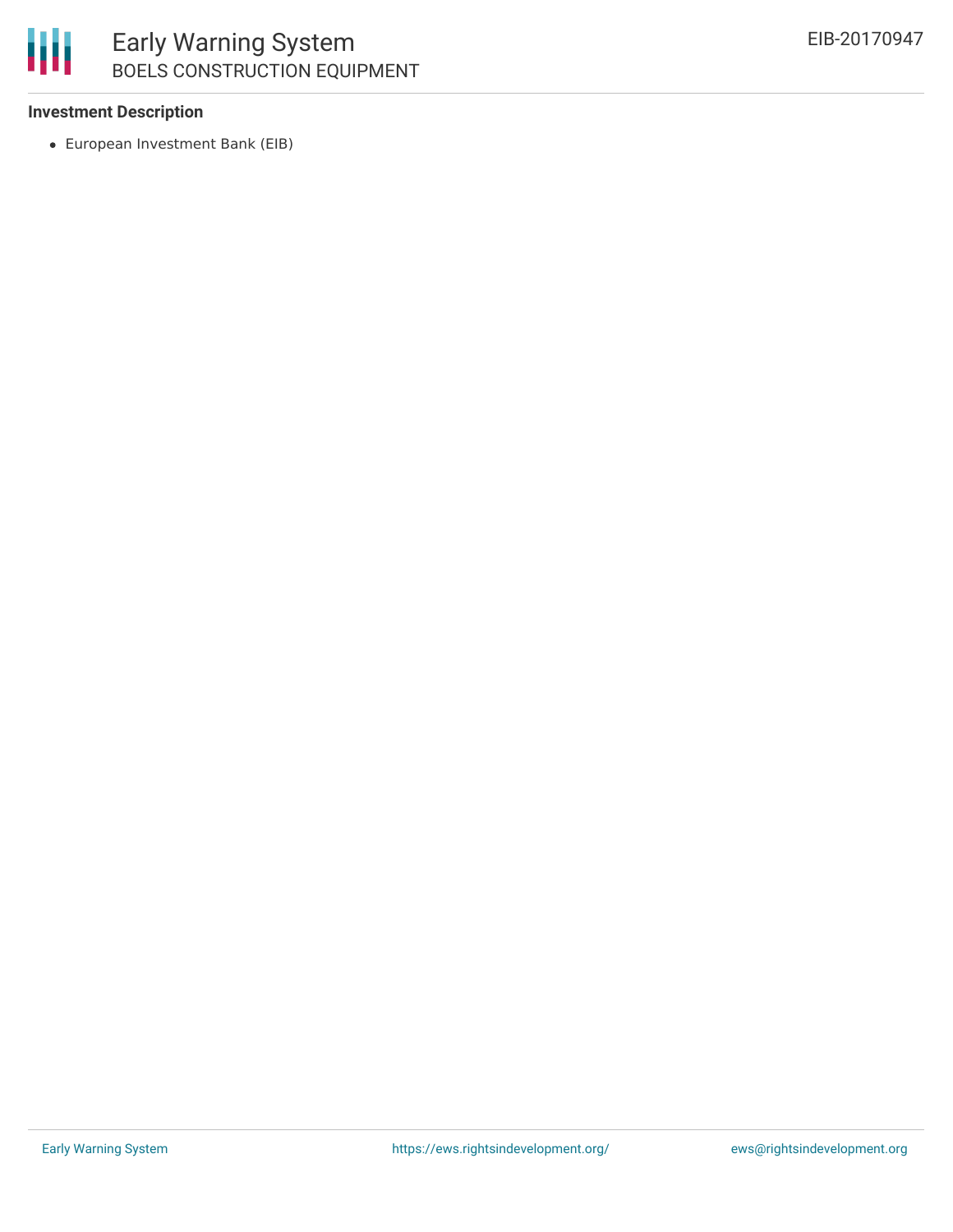**Investment Description**

- European Investment Bank (EIB)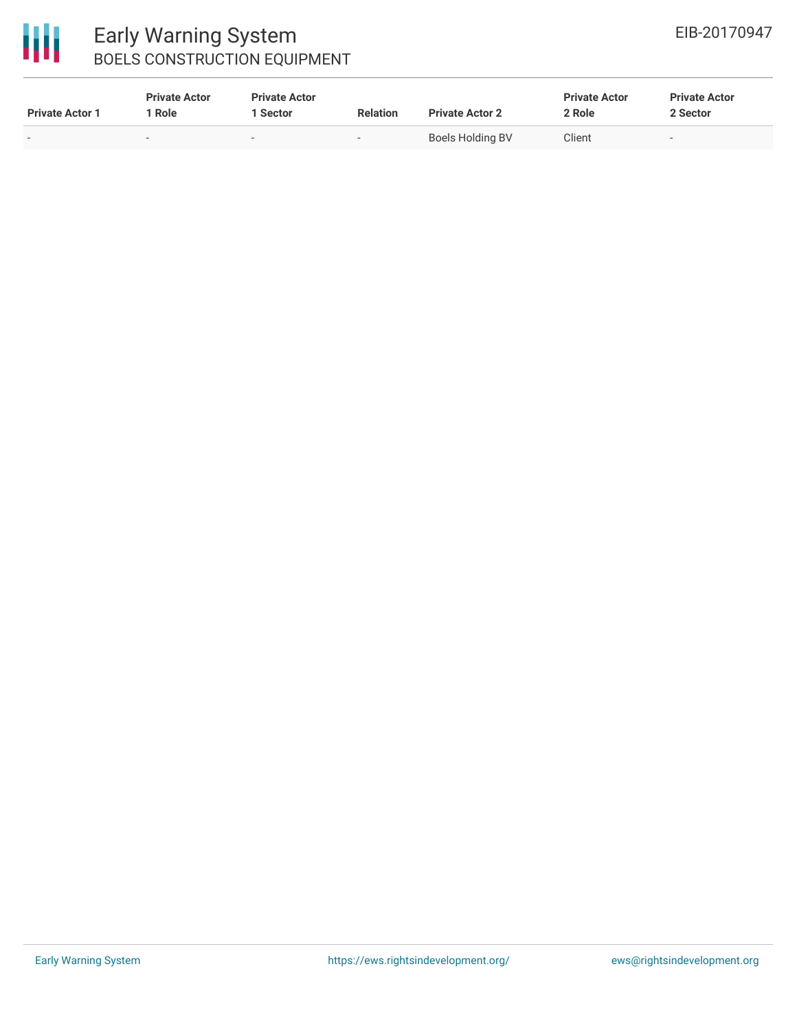| Private Actor 1 | Private Actor 1 Role | Private Actor 1 Sector | Relation | Private Actor 2 | Private Actor 2 Role | Private Actor 2 Sector |
|---|---|---|---|---|---|---|
| - | - | - | - | Boels Holding BV | Client | - |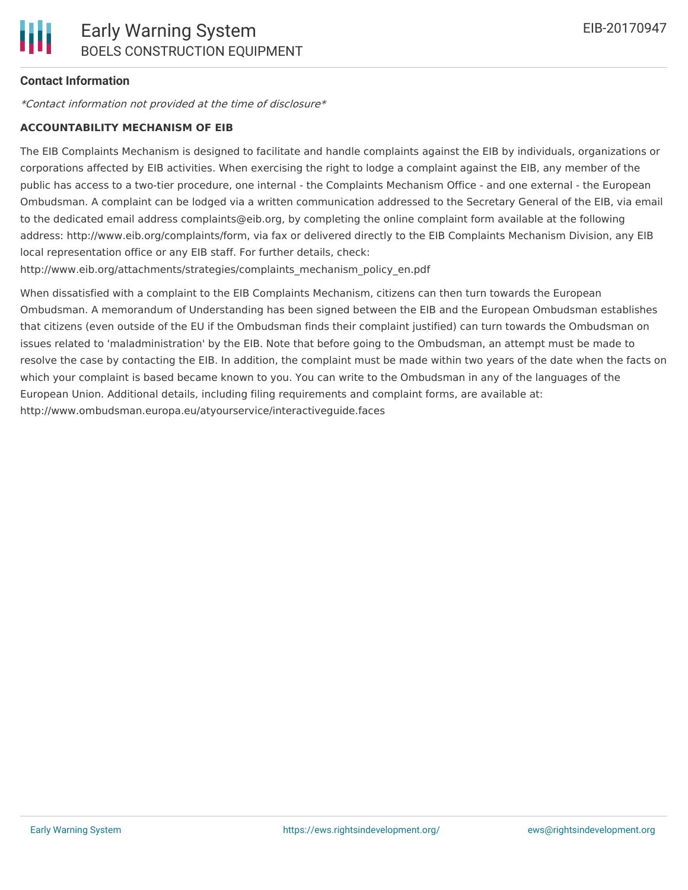### Contact Information

*Contact information not provided at the time of disclosure*

**ACCOUNTABILITY MECHANISM OF EIB**

The EIB Complaints Mechanism is designed to facilitate and handle complaints against the EIB by individuals, organizations or corporations affected by EIB activities. When exercising the right to lodge a complaint against the EIB, any member of the public has access to a two-tier procedure, one internal - the Complaints Mechanism Office - and one external - the European Ombudsman. A complaint can be lodged via a written communication addressed to the Secretary General of the EIB, via email to the dedicated email address complaints@eib.org, by completing the online complaint form available at the following address: http://www.eib.org/complaints/form, via fax or delivered directly to the EIB Complaints Mechanism Division, any EIB local representation office or any EIB staff. For further details, check: http://www.eib.org/attachments/strategies/complaints_mechanism_policy_en.pdf

When dissatisfied with a complaint to the EIB Complaints Mechanism, citizens can then turn towards the European Ombudsman. A memorandum of Understanding has been signed between the EIB and the European Ombudsman establishes that citizens (even outside of the EU if the Ombudsman finds their complaint justified) can turn towards the Ombudsman on issues related to 'maladministration' by the EIB. Note that before going to the Ombudsman, an attempt must be made to resolve the case by contacting the EIB. In addition, the complaint must be made within two years of the date when the facts on which your complaint is based became known to you. You can write to the Ombudsman in any of the languages of the European Union. Additional details, including filing requirements and complaint forms, are available at: http://www.ombudsman.europa.eu/atyourservice/interactiveguide.faces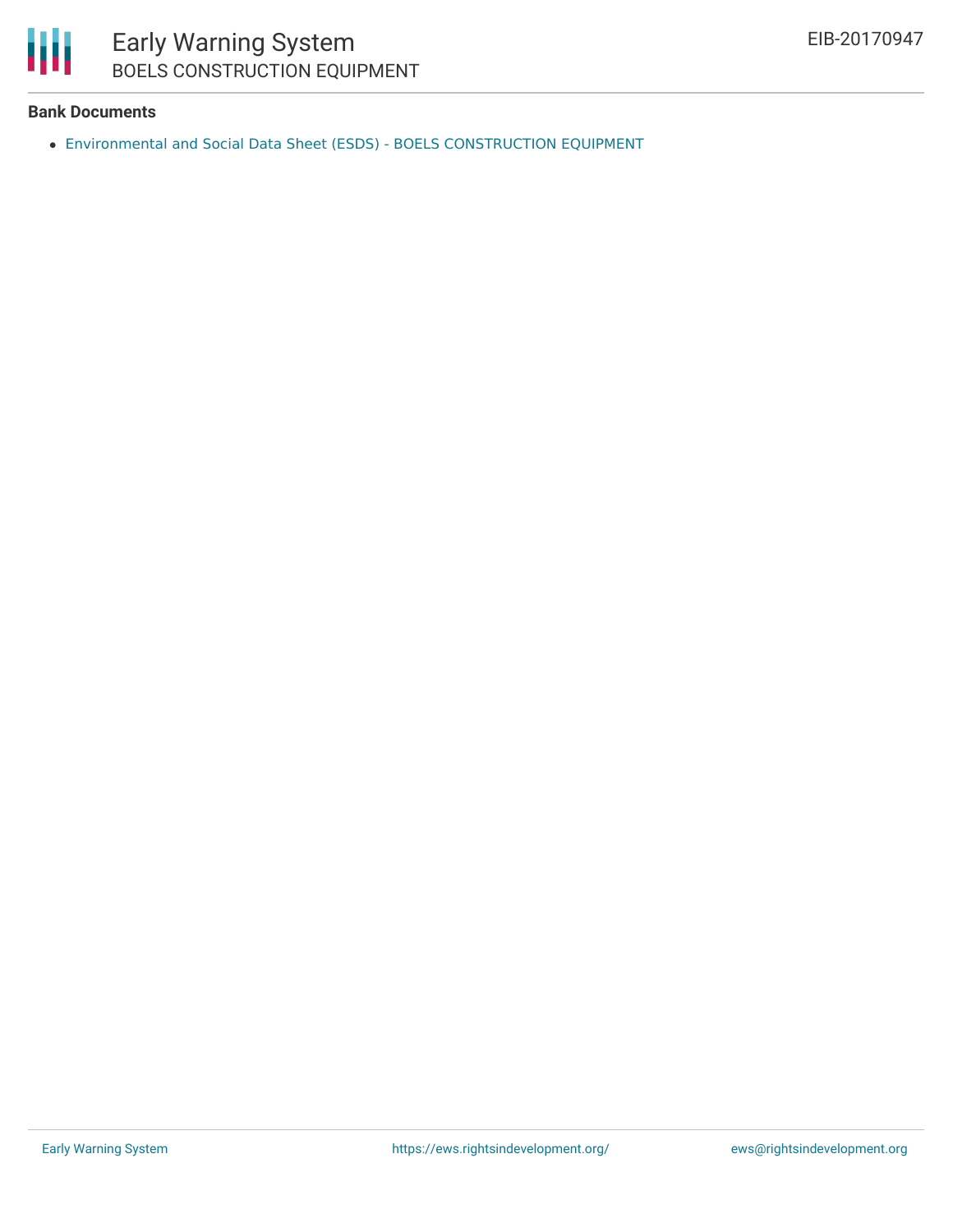**Bank Documents**

- Environmental and Social Data Sheet (ESDS) - BOELS CONSTRUCTION EQUIPMENT